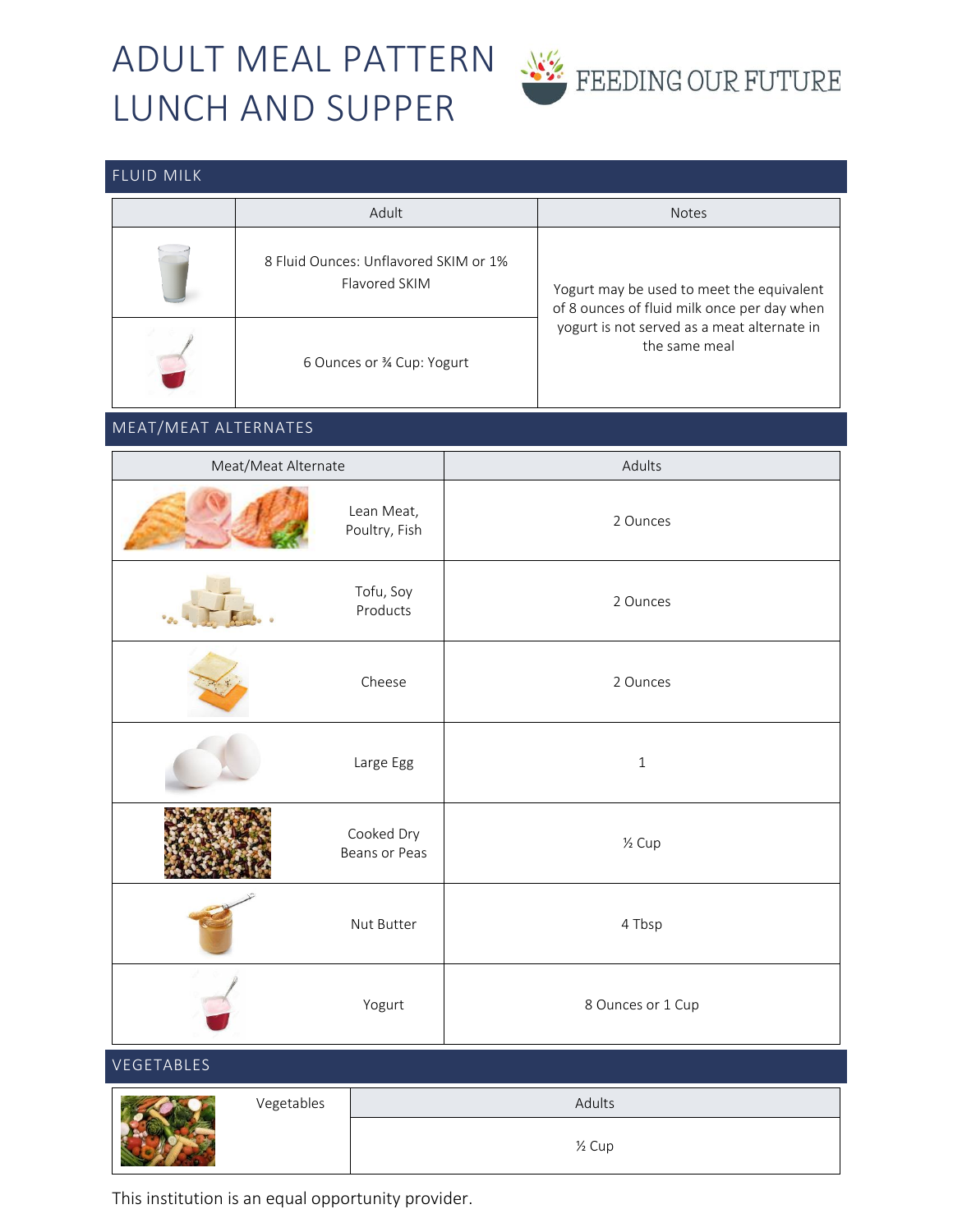# ADULT MEAL PATTERN LUNCH AND SUPPER

FEEDING OUR FUTURE

## FLUID MILK

| | Adult | Notes |
|---|---|---|
| | 8 Fluid Ounces: Unflavored SKIM or 1% Flavored SKIM | Yogurt may be used to meet the equivalent of 8 ounces of fluid milk once per day when yogurt is not served as a meat alternate in the same meal |
| | 6 Ounces or ¾ Cup: Yogurt | |

## MEAT/MEAT ALTERNATES

| Meat/Meat Alternate | Adults |
|---|---|
| Lean Meat, Poultry, Fish | 2 Ounces |
| Tofu, Soy Products | 2 Ounces |
| Cheese | 2 Ounces |
| Large Egg | 1 |
| Cooked Dry Beans or Peas | ½ Cup |
| Nut Butter | 4 Tbsp |
| Yogurt | 8 Ounces or 1 Cup |

## VEGETABLES

| Vegetables | Adults |
|---|---|
| | ½ Cup |

This institution is an equal opportunity provider.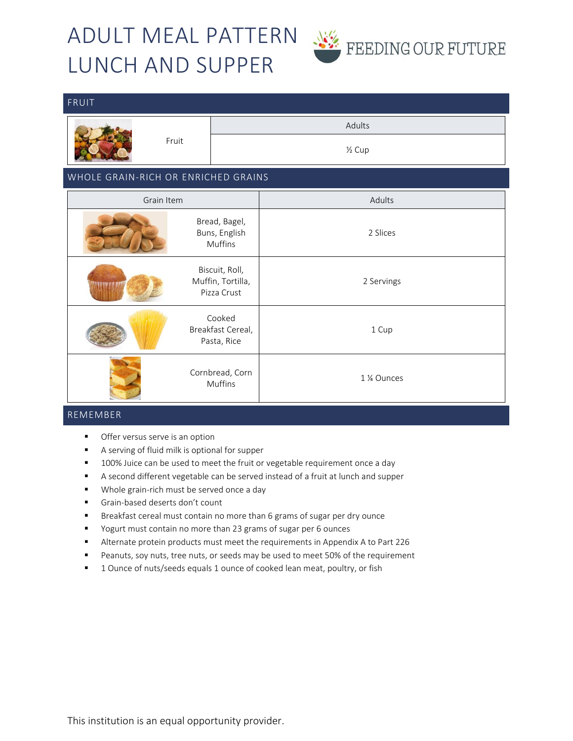# ADULT MEAL PATTERN LUNCH AND SUPPER

FEEDING OUR FUTURE

## FRUIT

| | Adults |
|---|---|
| Fruit | ½ Cup |

## WHOLE GRAIN-RICH OR ENRICHED GRAINS

| Grain Item | Adults |
|---|---|
| Bread, Bagel, Buns, English Muffins | 2 Slices |
| Biscuit, Roll, Muffin, Tortilla, Pizza Crust | 2 Servings |
| Cooked Breakfast Cereal, Pasta, Rice | 1 Cup |
| Cornbread, Corn Muffins | 1 ¼ Ounces |

## REMEMBER

- Offer versus serve is an option
- A serving of fluid milk is optional for supper
- 100% Juice can be used to meet the fruit or vegetable requirement once a day
- A second different vegetable can be served instead of a fruit at lunch and supper
- Whole grain-rich must be served once a day
- Grain-based deserts don't count
- Breakfast cereal must contain no more than 6 grams of sugar per dry ounce
- Yogurt must contain no more than 23 grams of sugar per 6 ounces
- Alternate protein products must meet the requirements in Appendix A to Part 226
- Peanuts, soy nuts, tree nuts, or seeds may be used to meet 50% of the requirement
- 1 Ounce of nuts/seeds equals 1 ounce of cooked lean meat, poultry, or fish

This institution is an equal opportunity provider.